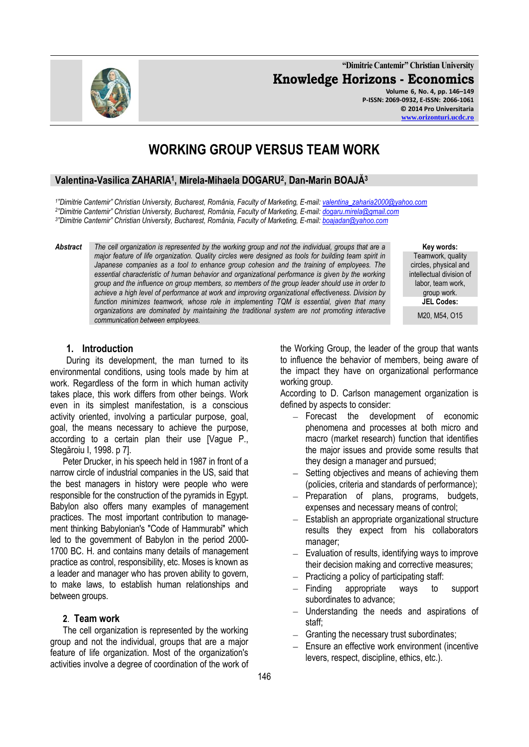# WORKING GROUP VERSUS TEAM WORK

**Valentina-Vasilica ZAHARIA[1], Mirela-Mihaela DOGARU[2], Dan-Marin BOAJĂ[3]**

[1]"Dimitrie Cantemir" Christian University, Bucharest, România, Faculty of Marketing, E-mail: valentina_zaharia2000@yahoo.com
[2]"Dimitrie Cantemir" Christian University, Bucharest, România, Faculty of Marketing, E-mail: dogaru.mirela@gmail.com
[3]"Dimitrie Cantemir" Christian University, Bucharest, România, Faculty of Marketing, E-mail: boajadan@yahoo.com

**Abstract** *The cell organization is represented by the working group and not the individual, groups that are a major feature of life organization. Quality circles were designed as tools for building team spirit in Japanese companies as a tool to enhance group cohesion and the training of employees. The essential characteristic of human behavior and organizational performance is given by the working group and the influence on group members, so members of the group leader should use in order to achieve a high level of performance at work and improving organizational effectiveness. Division by function minimizes teamwork, whose role in implementing TQM is essential, given that many organizations are dominated by maintaining the traditional system are not promoting interactive communication between employees.*

**Key words:** Teamwork, quality circles, physical and intellectual division of labor, team work, group work.

**JEL Codes:** M20, M54, O15

## 1. Introduction

During its development, the man turned to its environmental conditions, using tools made by him at work. Regardless of the form in which human activity takes place, this work differs from other beings. Work even in its simplest manifestation, is a conscious activity oriented, involving a particular purpose, goal, goal, the means necessary to achieve the purpose, according to a certain plan their use [Vague P., Stegăroiu I, 1998. p 7].

Peter Drucker, in his speech held in 1987 in front of a narrow circle of industrial companies in the US, said that the best managers in history were people who were responsible for the construction of the pyramids in Egypt. Babylon also offers many examples of management practices. The most important contribution to management thinking Babylonian's "Code of Hammurabi" which led to the government of Babylon in the period 2000-1700 BC. H. and contains many details of management practice as control, responsibility, etc. Moses is known as a leader and manager who has proven ability to govern, to make laws, to establish human relationships and between groups.

## 2. Team work

The cell organization is represented by the working group and not the individual, groups that are a major feature of life organization. Most of the organization's activities involve a degree of coordination of the work of the Working Group, the leader of the group that wants to influence the behavior of members, being aware of the impact they have on organizational performance working group.

According to D. Carlson management organization is defined by aspects to consider:

- Forecast the development of economic phenomena and processes at both micro and macro (market research) function that identifies the major issues and provide some results that they design a manager and pursued;
- Setting objectives and means of achieving them (policies, criteria and standards of performance);
- Preparation of plans, programs, budgets, expenses and necessary means of control;
- Establish an appropriate organizational structure results they expect from his collaborators manager;
- Evaluation of results, identifying ways to improve their decision making and corrective measures;
- Practicing a policy of participating staff:
- Finding appropriate ways to support subordinates to advance;
- Understanding the needs and aspirations of staff;
- Granting the necessary trust subordinates;
- Ensure an effective work environment (incentive levers, respect, discipline, ethics, etc.).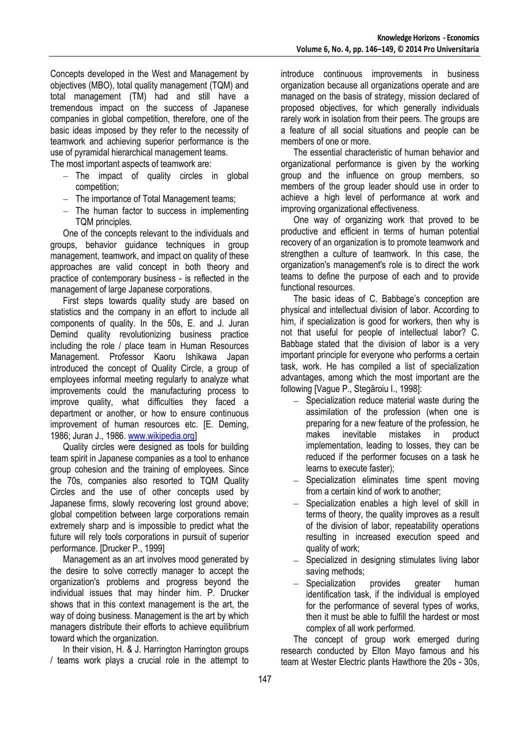Concepts developed in the West and Management by objectives (MBO), total quality management (TQM) and total management (TM) had and still have a tremendous impact on the success of Japanese companies in global competition, therefore, one of the basic ideas imposed by they refer to the necessity of teamwork and achieving superior performance is the use of pyramidal hierarchical management teams.

The most important aspects of teamwork are:

- The impact of quality circles in global competition;
- The importance of Total Management teams;
- The human factor to success in implementing TQM principles.

One of the concepts relevant to the individuals and groups, behavior guidance techniques in group management, teamwork, and impact on quality of these approaches are valid concept in both theory and practice of contemporary business - is reflected in the management of large Japanese corporations.

First steps towards quality study are based on statistics and the company in an effort to include all components of quality. In the 50s, E. and J. Juran Demind quality revolutionizing business practice including the role / place team in Human Resources Management. Professor Kaoru Ishikawa Japan introduced the concept of Quality Circle, a group of employees informal meeting regularly to analyze what improvements could the manufacturing process to improve quality, what difficulties they faced a department or another, or how to ensure continuous improvement of human resources etc. [E. Deming, 1986; Juran J., 1986. www.wikipedia.org]

Quality circles were designed as tools for building team spirit in Japanese companies as a tool to enhance group cohesion and the training of employees. Since the 70s, companies also resorted to TQM Quality Circles and the use of other concepts used by Japanese firms, slowly recovering lost ground above; global competition between large corporations remain extremely sharp and is impossible to predict what the future will rely tools corporations in pursuit of superior performance. [Drucker P., 1999]

Management as an art involves mood generated by the desire to solve correctly manager to accept the organization's problems and progress beyond the individual issues that may hinder him. P. Drucker shows that in this context management is the art, the way of doing business. Management is the art by which managers distribute their efforts to achieve equilibrium toward which the organization.

In their vision, H. & J. Harrington Harrington groups / teams work plays a crucial role in the attempt to introduce continuous improvements in business organization because all organizations operate and are managed on the basis of strategy, mission declared of proposed objectives, for which generally individuals rarely work in isolation from their peers. The groups are a feature of all social situations and people can be members of one or more.

The essential characteristic of human behavior and organizational performance is given by the working group and the influence on group members, so members of the group leader should use in order to achieve a high level of performance at work and improving organizational effectiveness.

One way of organizing work that proved to be productive and efficient in terms of human potential recovery of an organization is to promote teamwork and strengthen a culture of teamwork. In this case, the organization's management's role is to direct the work teams to define the purpose of each and to provide functional resources.

The basic ideas of C. Babbage's conception are physical and intellectual division of labor. According to him, if specialization is good for workers, then why is not that useful for people of intellectual labor? C. Babbage stated that the division of labor is a very important principle for everyone who performs a certain task, work. He has compiled a list of specialization advantages, among which the most important are the following [Vague P., Stegăroiu I., 1998]:

- Specialization reduce material waste during the assimilation of the profession (when one is preparing for a new feature of the profession, he makes inevitable mistakes in product implementation, leading to losses, they can be reduced if the performer focuses on a task he learns to execute faster);
- Specialization eliminates time spent moving from a certain kind of work to another;
- Specialization enables a high level of skill in terms of theory, the quality improves as a result of the division of labor, repeatability operations resulting in increased execution speed and quality of work;
- Specialized in designing stimulates living labor saving methods;
- Specialization provides greater human identification task, if the individual is employed for the performance of several types of works, then it must be able to fulfill the hardest or most complex of all work performed.

The concept of group work emerged during research conducted by Elton Mayo famous and his team at Wester Electric plants Hawthore the 20s - 30s,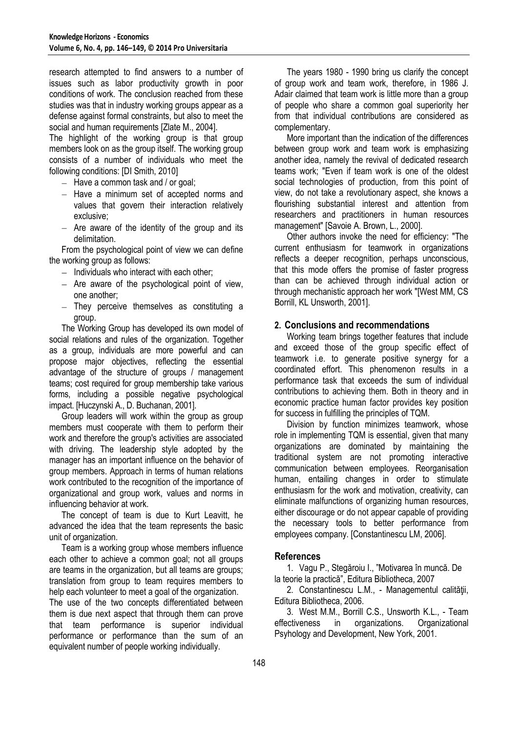research attempted to find answers to a number of issues such as labor productivity growth in poor conditions of work. The conclusion reached from these studies was that in industry working groups appear as a defense against formal constraints, but also to meet the social and human requirements [Zlate M., 2004].

The highlight of the working group is that group members look on as the group itself. The working group consists of a number of individuals who meet the following conditions: [DI Smith, 2010]

- Have a common task and / or goal;
- Have a minimum set of accepted norms and values that govern their interaction relatively exclusive;
- Are aware of the identity of the group and its delimitation.

From the psychological point of view we can define the working group as follows:

- Individuals who interact with each other;
- Are aware of the psychological point of view, one another;
- They perceive themselves as constituting a group.

The Working Group has developed its own model of social relations and rules of the organization. Together as a group, individuals are more powerful and can propose major objectives, reflecting the essential advantage of the structure of groups / management teams; cost required for group membership take various forms, including a possible negative psychological impact. [Huczynski A., D. Buchanan, 2001].

Group leaders will work within the group as group members must cooperate with them to perform their work and therefore the group's activities are associated with driving. The leadership style adopted by the manager has an important influence on the behavior of group members. Approach in terms of human relations work contributed to the recognition of the importance of organizational and group work, values and norms in influencing behavior at work.

The concept of team is due to Kurt Leavitt, he advanced the idea that the team represents the basic unit of organization.

Team is a working group whose members influence each other to achieve a common goal; not all groups are teams in the organization, but all teams are groups; translation from group to team requires members to help each volunteer to meet a goal of the organization.

The use of the two concepts differentiated between them is due next aspect that through them can prove that team performance is superior individual performance or performance than the sum of an equivalent number of people working individually.

The years 1980 - 1990 bring us clarify the concept of group work and team work, therefore, in 1986 J. Adair claimed that team work is little more than a group of people who share a common goal superiority her from that individual contributions are considered as complementary.

More important than the indication of the differences between group work and team work is emphasizing another idea, namely the revival of dedicated research teams work; "Even if team work is one of the oldest social technologies of production, from this point of view, do not take a revolutionary aspect, she knows a flourishing substantial interest and attention from researchers and practitioners in human resources management" [Savoie A. Brown, L., 2000].

Other authors invoke the need for efficiency: "The current enthusiasm for teamwork in organizations reflects a deeper recognition, perhaps unconscious, that this mode offers the promise of faster progress than can be achieved through individual action or through mechanistic approach her work "[West MM, CS Borrill, KL Unsworth, 2001].

## 2. Conclusions and recommendations

Working team brings together features that include and exceed those of the group specific effect of teamwork i.e. to generate positive synergy for a coordinated effort. This phenomenon results in a performance task that exceeds the sum of individual contributions to achieving them. Both in theory and in economic practice human factor provides key position for success in fulfilling the principles of TQM.

Division by function minimizes teamwork, whose role in implementing TQM is essential, given that many organizations are dominated by maintaining the traditional system are not promoting interactive communication between employees. Reorganisation human, entailing changes in order to stimulate enthusiasm for the work and motivation, creativity, can eliminate malfunctions of organizing human resources, either discourage or do not appear capable of providing the necessary tools to better performance from employees company. [Constantinescu LM, 2006].

## References

1. Vagu P., Stegăroiu I., "Motivarea în muncă. De la teorie la practică", Editura Bibliotheca, 2007
2. Constantinescu L.M., - Managementul calităţii, Editura Bibliotheca, 2006.
3. West M.M., Borrill C.S., Unsworth K.L., - Team effectiveness in organizations. Organizational Psychology and Development, New York, 2001.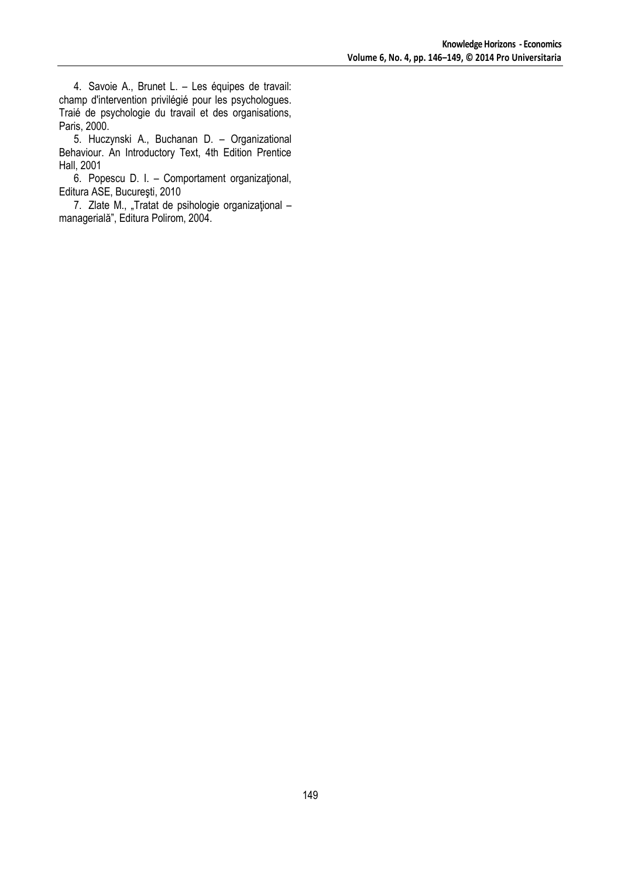4. Savoie A., Brunet L. – Les équipes de travail: champ d'intervention privilégié pour les psychologues. Traié de psychologie du travail et des organisations, Paris, 2000.

5. Huczynski A., Buchanan D. – Organizational Behaviour. An Introductory Text, 4th Edition Prentice Hall, 2001

6. Popescu D. I. – Comportament organizaţional, Editura ASE, Bucureşti, 2010

7. Zlate M., „Tratat de psihologie organizaţional – managerială”, Editura Polirom, 2004.